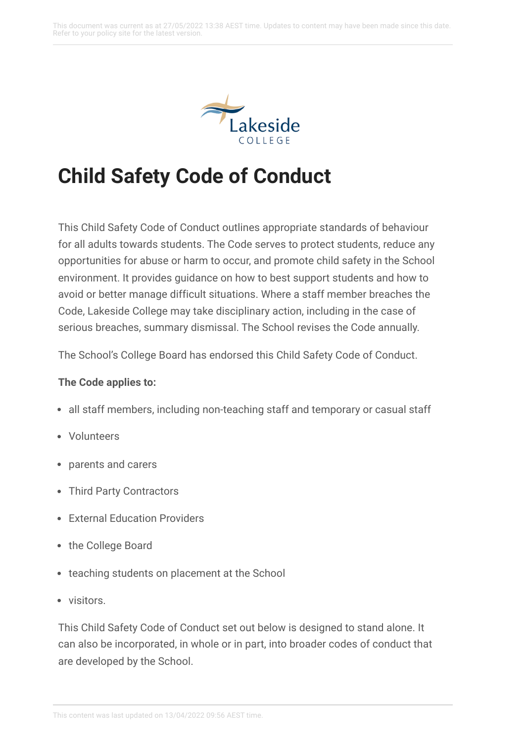# Child Safety Code of Conduct

This Child Safety Code of Conduct outlines appropriate standards of behaviour for all adults towards students. The Code serves to protect students, reduce any opportunities for abuse or harm to occur, and promote child safety in the School environment. It provides guidance on how to best support students and how to avoid or better manage difficult situations. Where a staff member breaches the Code, Lakeside College may take disciplinary action, including in the case of serious breaches, summary dismissal. The School revises the Code annually.

The School's College Board has endorsed this Child Safety Code of Conduct.

**The Code applies to:**

- all staff members, including non-teaching staff and temporary or casual staff
- Volunteers
- parents and carers
- Third Party Contractors
- External Education Providers
- the College Board
- teaching students on placement at the School
- visitors.

This Child Safety Code of Conduct set out below is designed to stand alone. It can also be incorporated, in whole or in part, into broader codes of conduct that are developed by the School.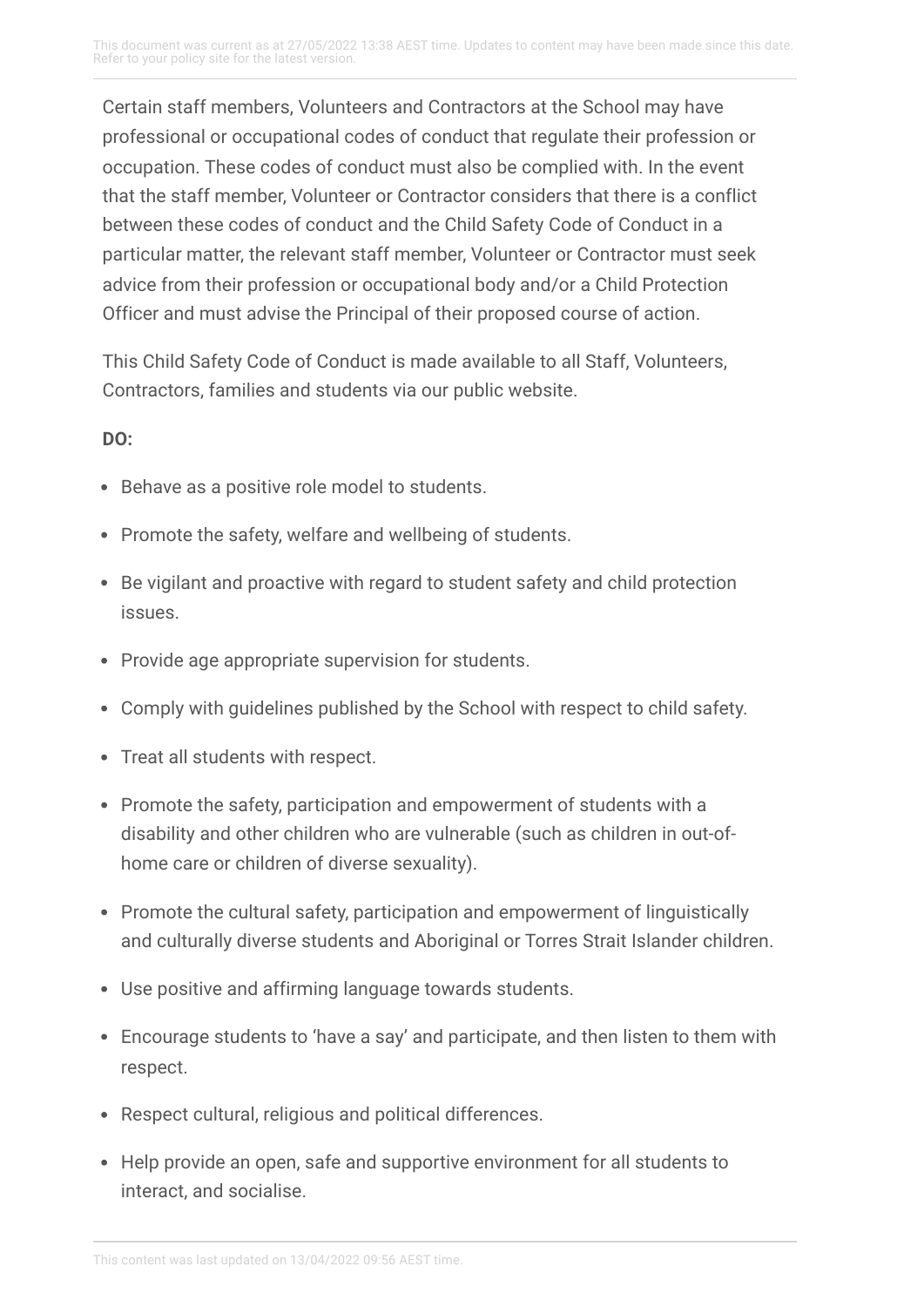Certain staff members, Volunteers and Contractors at the School may have professional or occupational codes of conduct that regulate their profession or occupation. These codes of conduct must also be complied with. In the event that the staff member, Volunteer or Contractor considers that there is a conflict between these codes of conduct and the Child Safety Code of Conduct in a particular matter, the relevant staff member, Volunteer or Contractor must seek advice from their profession or occupational body and/or a Child Protection Officer and must advise the Principal of their proposed course of action.

This Child Safety Code of Conduct is made available to all Staff, Volunteers, Contractors, families and students via our public website.

**DO:**

- Behave as a positive role model to students.
- Promote the safety, welfare and wellbeing of students.
- Be vigilant and proactive with regard to student safety and child protection issues.
- Provide age appropriate supervision for students.
- Comply with guidelines published by the School with respect to child safety.
- Treat all students with respect.
- Promote the safety, participation and empowerment of students with a disability and other children who are vulnerable (such as children in out-of-home care or children of diverse sexuality).
- Promote the cultural safety, participation and empowerment of linguistically and culturally diverse students and Aboriginal or Torres Strait Islander children.
- Use positive and affirming language towards students.
- Encourage students to 'have a say' and participate, and then listen to them with respect.
- Respect cultural, religious and political differences.
- Help provide an open, safe and supportive environment for all students to interact, and socialise.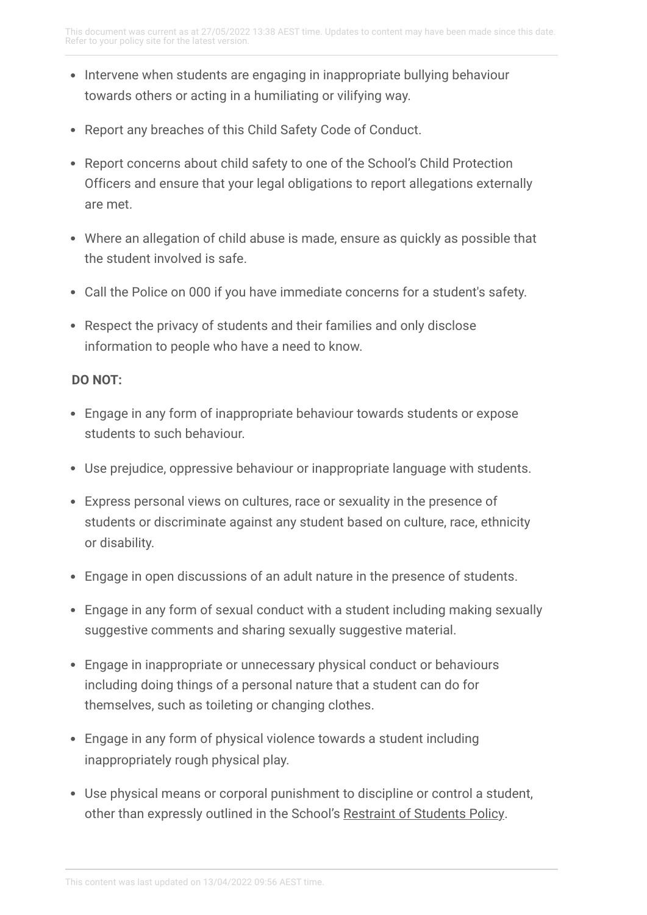- Intervene when students are engaging in inappropriate bullying behaviour towards others or acting in a humiliating or vilifying way.
- Report any breaches of this Child Safety Code of Conduct.
- Report concerns about child safety to one of the School's Child Protection Officers and ensure that your legal obligations to report allegations externally are met.
- Where an allegation of child abuse is made, ensure as quickly as possible that the student involved is safe.
- Call the Police on 000 if you have immediate concerns for a student's safety.
- Respect the privacy of students and their families and only disclose information to people who have a need to know.

**DO NOT:**

- Engage in any form of inappropriate behaviour towards students or expose students to such behaviour.
- Use prejudice, oppressive behaviour or inappropriate language with students.
- Express personal views on cultures, race or sexuality in the presence of students or discriminate against any student based on culture, race, ethnicity or disability.
- Engage in open discussions of an adult nature in the presence of students.
- Engage in any form of sexual conduct with a student including making sexually suggestive comments and sharing sexually suggestive material.
- Engage in inappropriate or unnecessary physical conduct or behaviours including doing things of a personal nature that a student can do for themselves, such as toileting or changing clothes.
- Engage in any form of physical violence towards a student including inappropriately rough physical play.
- Use physical means or corporal punishment to discipline or control a student, other than expressly outlined in the School's Restraint of Students Policy.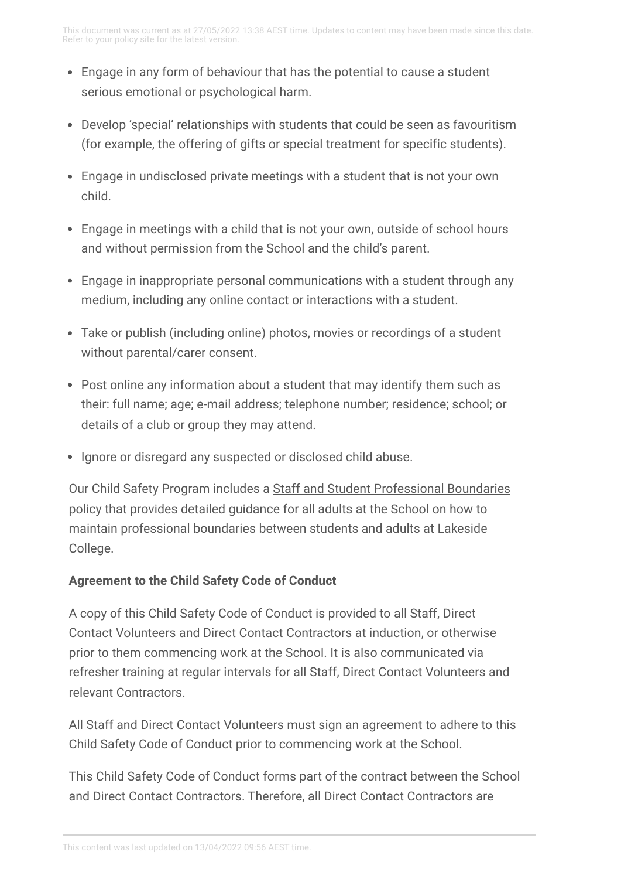- Engage in any form of behaviour that has the potential to cause a student serious emotional or psychological harm.
- Develop 'special' relationships with students that could be seen as favouritism (for example, the offering of gifts or special treatment for specific students).
- Engage in undisclosed private meetings with a student that is not your own child.
- Engage in meetings with a child that is not your own, outside of school hours and without permission from the School and the child's parent.
- Engage in inappropriate personal communications with a student through any medium, including any online contact or interactions with a student.
- Take or publish (including online) photos, movies or recordings of a student without parental/carer consent.
- Post online any information about a student that may identify them such as their: full name; age; e-mail address; telephone number; residence; school; or details of a club or group they may attend.
- Ignore or disregard any suspected or disclosed child abuse.

Our Child Safety Program includes a Staff and Student Professional Boundaries policy that provides detailed guidance for all adults at the School on how to maintain professional boundaries between students and adults at Lakeside College.

**Agreement to the Child Safety Code of Conduct**

A copy of this Child Safety Code of Conduct is provided to all Staff, Direct Contact Volunteers and Direct Contact Contractors at induction, or otherwise prior to them commencing work at the School. It is also communicated via refresher training at regular intervals for all Staff, Direct Contact Volunteers and relevant Contractors.

All Staff and Direct Contact Volunteers must sign an agreement to adhere to this Child Safety Code of Conduct prior to commencing work at the School.

This Child Safety Code of Conduct forms part of the contract between the School and Direct Contact Contractors. Therefore, all Direct Contact Contractors are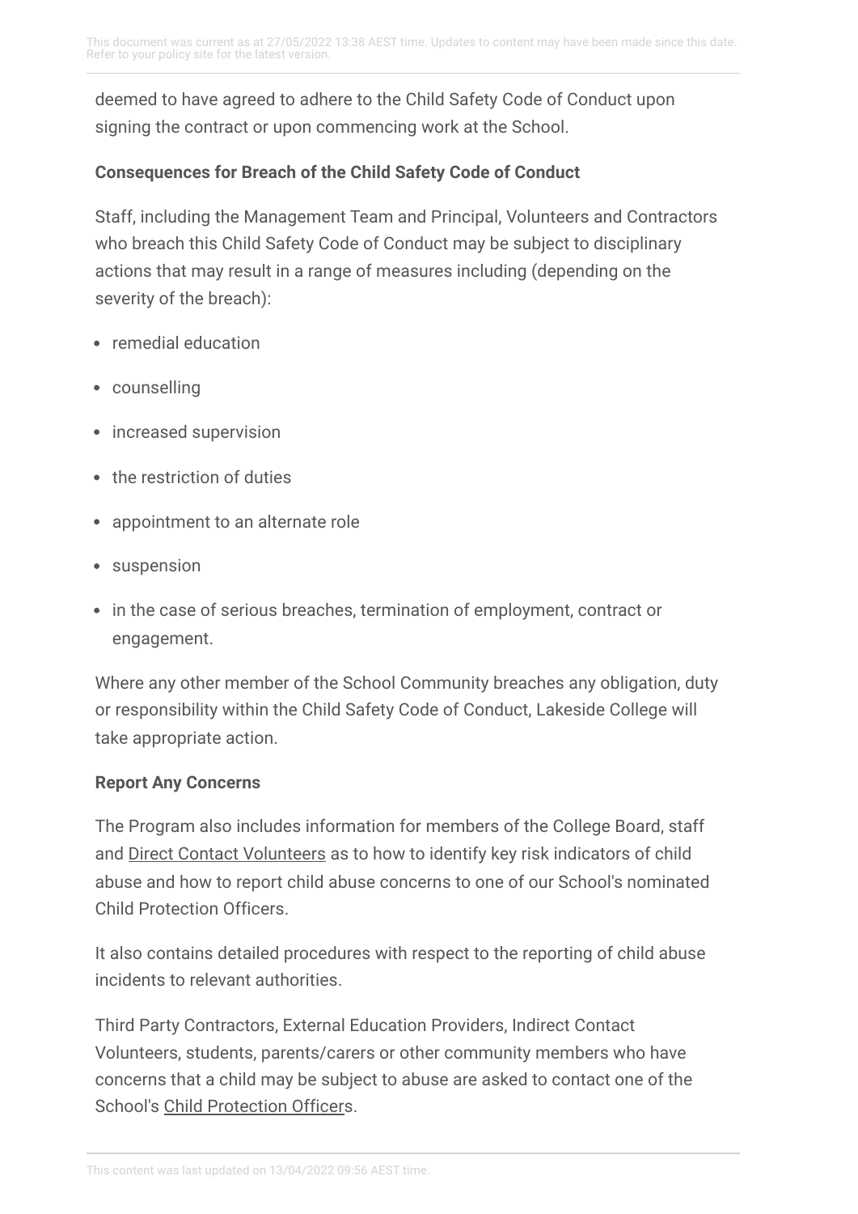deemed to have agreed to adhere to the Child Safety Code of Conduct upon signing the contract or upon commencing work at the School.

**Consequences for Breach of the Child Safety Code of Conduct**

Staff, including the Management Team and Principal, Volunteers and Contractors who breach this Child Safety Code of Conduct may be subject to disciplinary actions that may result in a range of measures including (depending on the severity of the breach):

- remedial education
- counselling
- increased supervision
- the restriction of duties
- appointment to an alternate role
- suspension
- in the case of serious breaches, termination of employment, contract or engagement.

Where any other member of the School Community breaches any obligation, duty or responsibility within the Child Safety Code of Conduct, Lakeside College will take appropriate action.

**Report Any Concerns**

The Program also includes information for members of the College Board, staff and Direct Contact Volunteers as to how to identify key risk indicators of child abuse and how to report child abuse concerns to one of our School's nominated Child Protection Officers.

It also contains detailed procedures with respect to the reporting of child abuse incidents to relevant authorities.

Third Party Contractors, External Education Providers, Indirect Contact Volunteers, students, parents/carers or other community members who have concerns that a child may be subject to abuse are asked to contact one of the School's Child Protection Officers.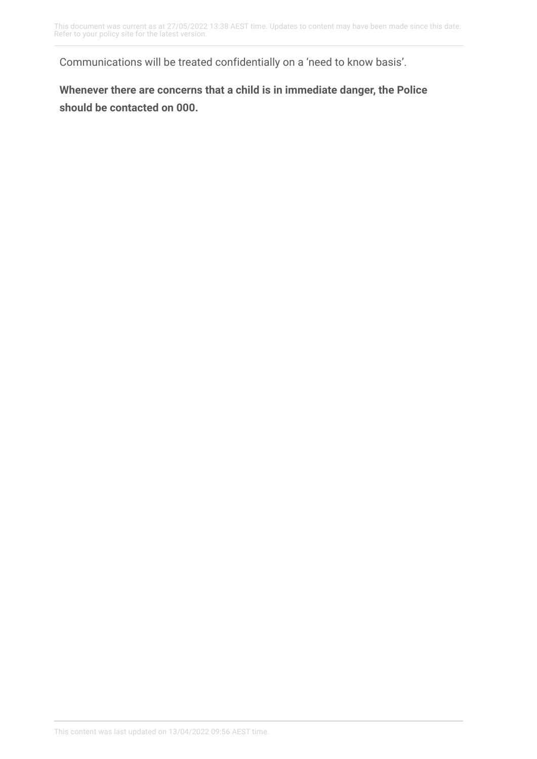Communications will be treated confidentially on a ‘need to know basis’.

**Whenever there are concerns that a child is in immediate danger, the Police should be contacted on 000.**